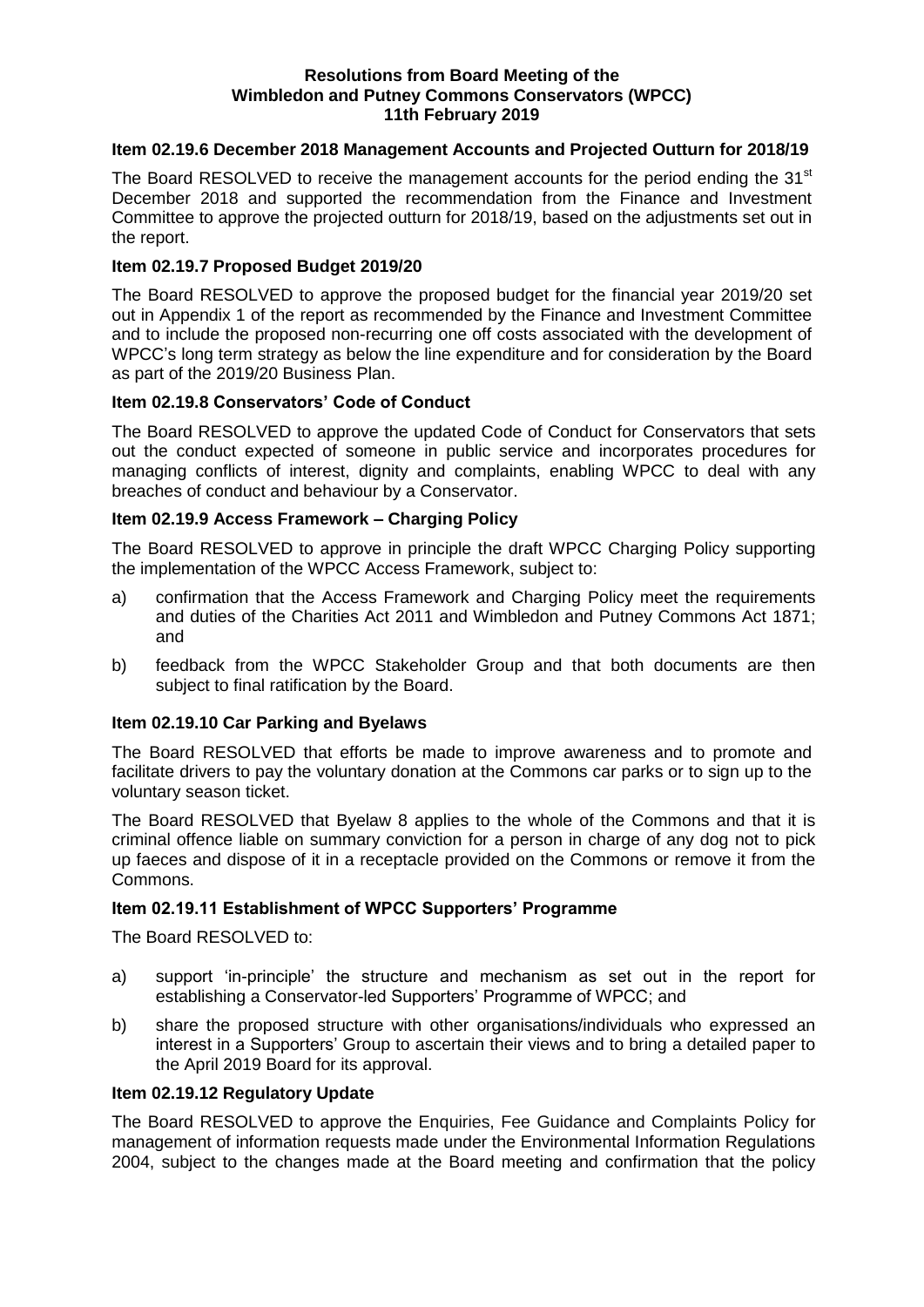**Resolutions from Board Meeting of the Wimbledon and Putney Commons Conservators (WPCC) 11th February 2019**

### Item 02.19.6 December 2018 Management Accounts and Projected Outturn for 2018/19

The Board RESOLVED to receive the management accounts for the period ending the 31st December 2018 and supported the recommendation from the Finance and Investment Committee to approve the projected outturn for 2018/19, based on the adjustments set out in the report.

### Item 02.19.7 Proposed Budget 2019/20

The Board RESOLVED to approve the proposed budget for the financial year 2019/20 set out in Appendix 1 of the report as recommended by the Finance and Investment Committee and to include the proposed non-recurring one off costs associated with the development of WPCC's long term strategy as below the line expenditure and for consideration by the Board as part of the 2019/20 Business Plan.

### Item 02.19.8 Conservators' Code of Conduct

The Board RESOLVED to approve the updated Code of Conduct for Conservators that sets out the conduct expected of someone in public service and incorporates procedures for managing conflicts of interest, dignity and complaints, enabling WPCC to deal with any breaches of conduct and behaviour by a Conservator.

### Item 02.19.9 Access Framework – Charging Policy

The Board RESOLVED to approve in principle the draft WPCC Charging Policy supporting the implementation of the WPCC Access Framework, subject to:

a) confirmation that the Access Framework and Charging Policy meet the requirements and duties of the Charities Act 2011 and Wimbledon and Putney Commons Act 1871; and

b) feedback from the WPCC Stakeholder Group and that both documents are then subject to final ratification by the Board.

### Item 02.19.10 Car Parking and Byelaws

The Board RESOLVED that efforts be made to improve awareness and to promote and facilitate drivers to pay the voluntary donation at the Commons car parks or to sign up to the voluntary season ticket.

The Board RESOLVED that Byelaw 8 applies to the whole of the Commons and that it is criminal offence liable on summary conviction for a person in charge of any dog not to pick up faeces and dispose of it in a receptacle provided on the Commons or remove it from the Commons.

### Item 02.19.11 Establishment of WPCC Supporters' Programme

The Board RESOLVED to:

a) support 'in-principle' the structure and mechanism as set out in the report for establishing a Conservator-led Supporters' Programme of WPCC; and

b) share the proposed structure with other organisations/individuals who expressed an interest in a Supporters' Group to ascertain their views and to bring a detailed paper to the April 2019 Board for its approval.

### Item 02.19.12 Regulatory Update

The Board RESOLVED to approve the Enquiries, Fee Guidance and Complaints Policy for management of information requests made under the Environmental Information Regulations 2004, subject to the changes made at the Board meeting and confirmation that the policy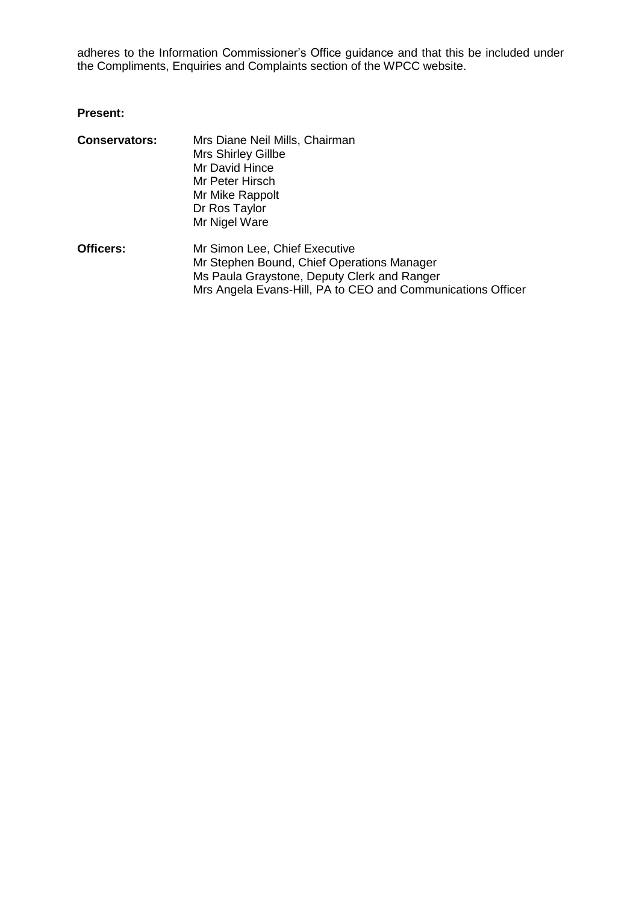adheres to the Information Commissioner's Office guidance and that this be included under the Compliments, Enquiries and Complaints section of the WPCC website.

**Present:**

| | |
|---|---|
| **Conservators:** | Mrs Diane Neil Mills, Chairman<br>Mrs Shirley Gillbe<br>Mr David Hince<br>Mr Peter Hirsch<br>Mr Mike Rappolt<br>Dr Ros Taylor<br>Mr Nigel Ware |
| **Officers:** | Mr Simon Lee, Chief Executive<br>Mr Stephen Bound, Chief Operations Manager<br>Ms Paula Graystone, Deputy Clerk and Ranger<br>Mrs Angela Evans-Hill, PA to CEO and Communications Officer |